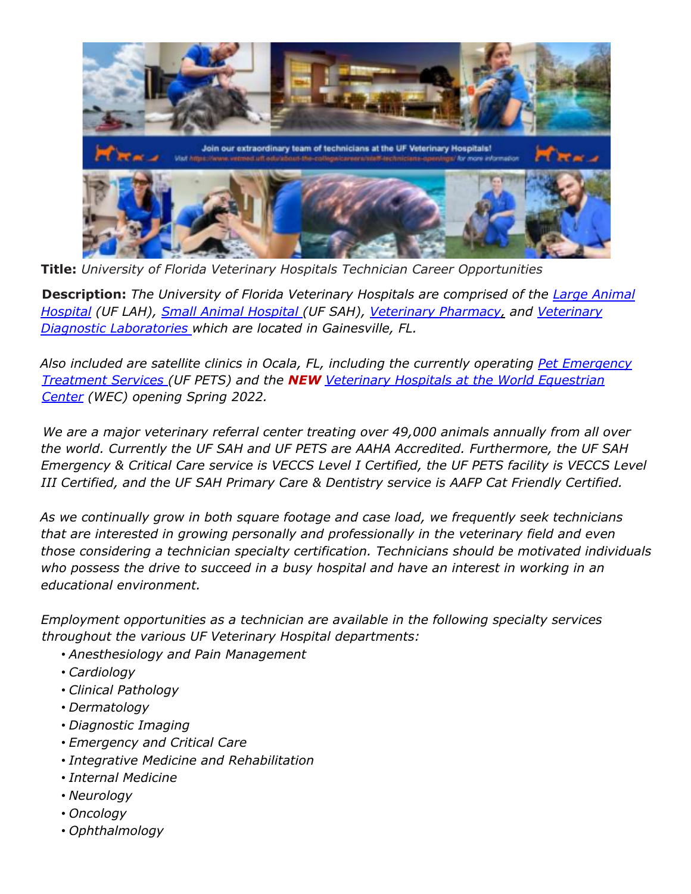**Title:** *University of Florida Veterinary Hospitals Technician Career Opportunities*

**Description:** *The University of Florida Veterinary Hospitals are comprised of the [Large Animal Hospital](#) (UF LAH), [Small Animal Hospital](#) (UF SAH), [Veterinary Pharmacy](#), and [Veterinary Diagnostic Laboratories](#) which are located in Gainesville, FL.*

*Also included are satellite clinics in Ocala, FL, including the currently operating [Pet Emergency Treatment Services](#) (UF PETS) and the* ***NEW*** *[Veterinary Hospitals at the World Equestrian Center](#) (WEC) opening Spring 2022.*

*We are a major veterinary referral center treating over 49,000 animals annually from all over the world. Currently the UF SAH and UF PETS are AAHA Accredited. Furthermore, the UF SAH Emergency & Critical Care service is VECCS Level I Certified, the UF PETS facility is VECCS Level III Certified, and the UF SAH Primary Care & Dentistry service is AAFP Cat Friendly Certified.*

*As we continually grow in both square footage and case load, we frequently seek technicians that are interested in growing personally and professionally in the veterinary field and even those considering a technician specialty certification. Technicians should be motivated individuals who possess the drive to succeed in a busy hospital and have an interest in working in an educational environment.*

*Employment opportunities as a technician are available in the following specialty services throughout the various UF Veterinary Hospital departments:*

- *Anesthesiology and Pain Management*
- *Cardiology*
- *Clinical Pathology*
- *Dermatology*
- *Diagnostic Imaging*
- *Emergency and Critical Care*
- *Integrative Medicine and Rehabilitation*
- *Internal Medicine*
- *Neurology*
- *Oncology*
- *Ophthalmology*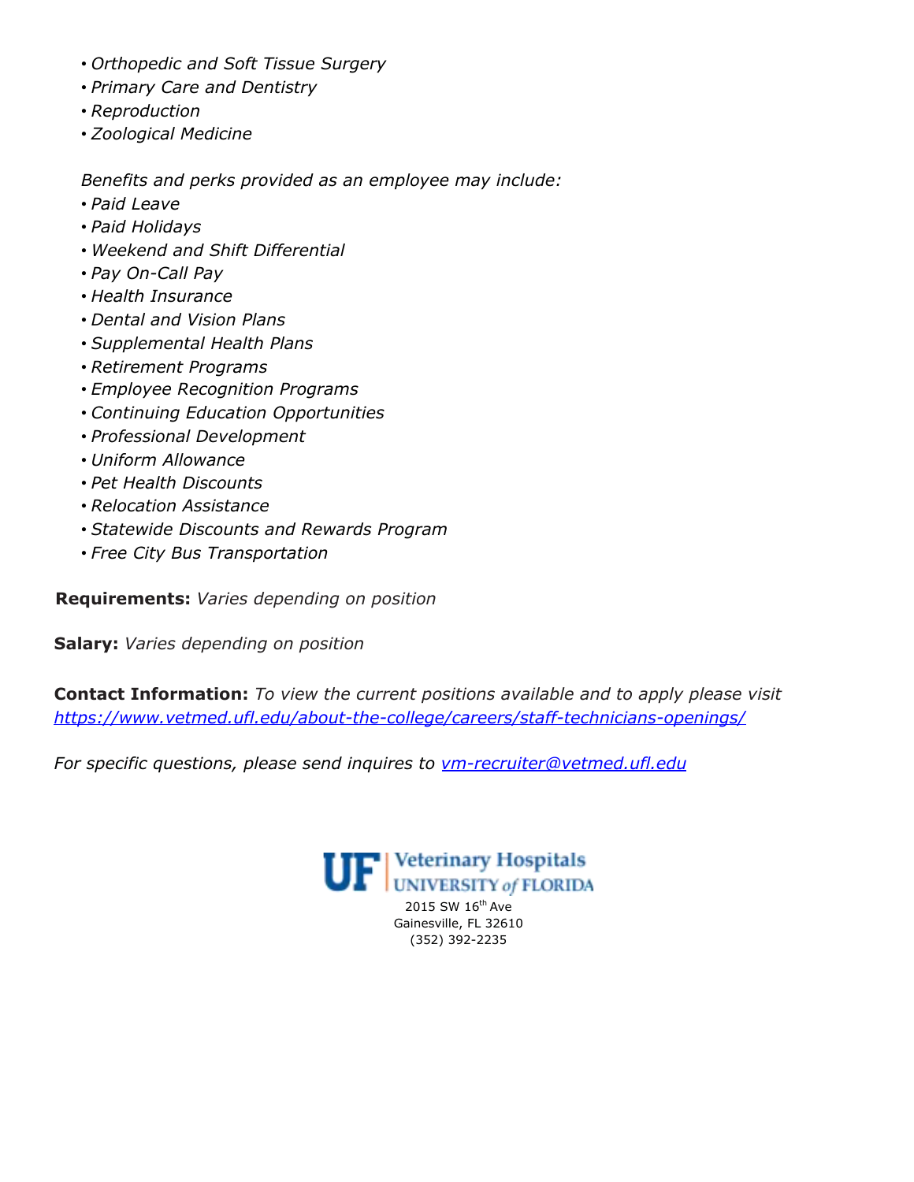- *Orthopedic and Soft Tissue Surgery*
- *Primary Care and Dentistry*
- *Reproduction*
- *Zoological Medicine*

*Benefits and perks provided as an employee may include:*

- *Paid Leave*
- *Paid Holidays*
- *Weekend and Shift Differential*
- *Pay On-Call Pay*
- *Health Insurance*
- *Dental and Vision Plans*
- *Supplemental Health Plans*
- *Retirement Programs*
- *Employee Recognition Programs*
- *Continuing Education Opportunities*
- *Professional Development*
- *Uniform Allowance*
- *Pet Health Discounts*
- *Relocation Assistance*
- *Statewide Discounts and Rewards Program*
- *Free City Bus Transportation*

**Requirements:** *Varies depending on position*

**Salary:** *Varies depending on position*

**Contact Information:** *To view the current positions available and to apply please visit* *https://www.vetmed.ufl.edu/about-the-college/careers/staff-technicians-openings/*

*For specific questions, please send inquires to vm-recruiter@vetmed.ufl.edu*

UF | Veterinary Hospitals
UNIVERSITY *of* FLORIDA

2015 SW 16th Ave
Gainesville, FL 32610
(352) 392-2235